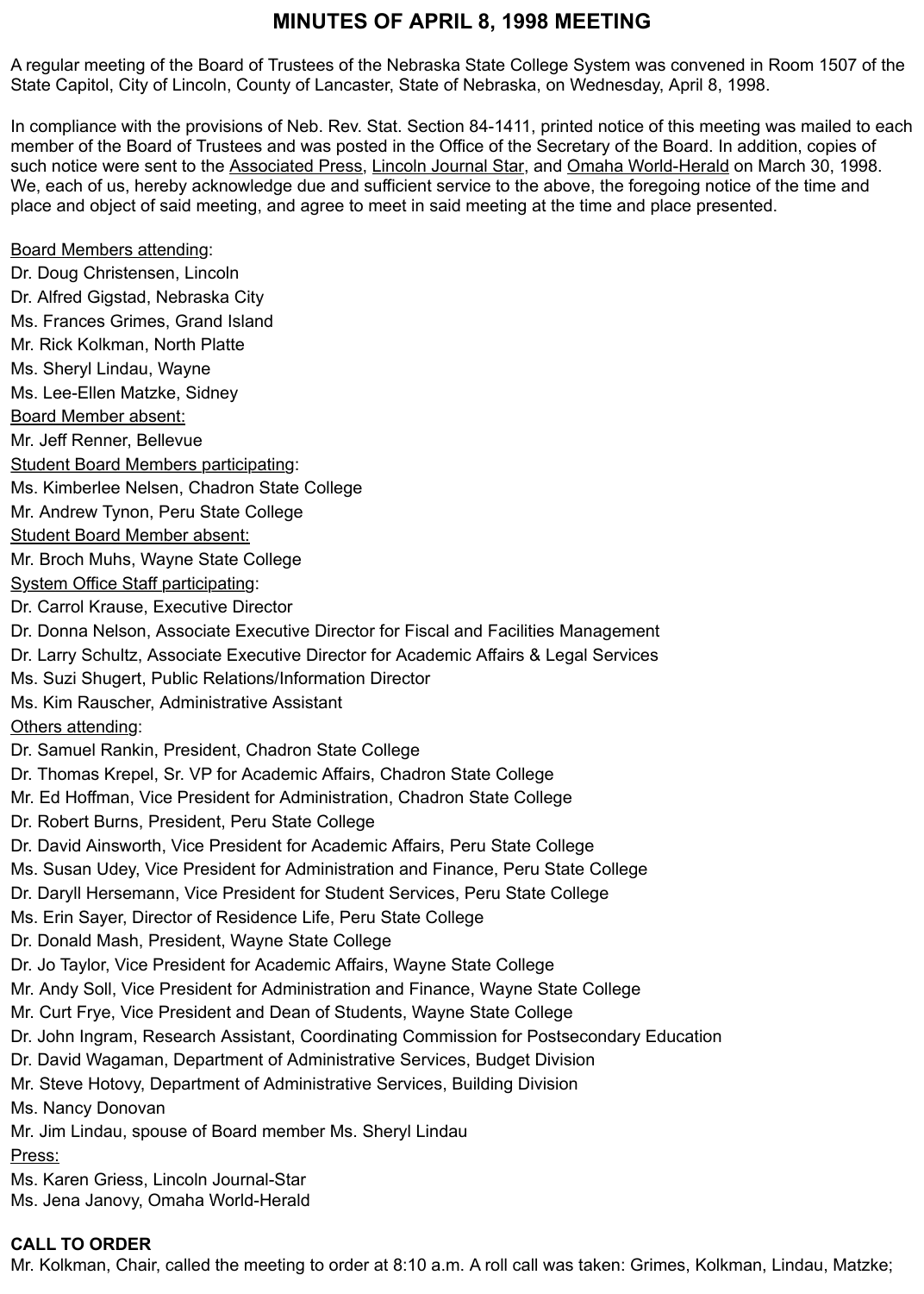# MINUTES OF APRIL 8, 1998 MEETING

A regular meeting of the Board of Trustees of the Nebraska State College System was convened in Room 1507 of the State Capitol, City of Lincoln, County of Lancaster, State of Nebraska, on Wednesday, April 8, 1998.

In compliance with the provisions of Neb. Rev. Stat. Section 84-1411, printed notice of this meeting was mailed to each member of the Board of Trustees and was posted in the Office of the Secretary of the Board. In addition, copies of such notice were sent to the Associated Press, Lincoln Journal Star, and Omaha World-Herald on March 30, 1998. We, each of us, hereby acknowledge due and sufficient service to the above, the foregoing notice of the time and place and object of said meeting, and agree to meet in said meeting at the time and place presented.

Board Members attending:
Dr. Doug Christensen, Lincoln
Dr. Alfred Gigstad, Nebraska City
Ms. Frances Grimes, Grand Island
Mr. Rick Kolkman, North Platte
Ms. Sheryl Lindau, Wayne
Ms. Lee-Ellen Matzke, Sidney

Board Member absent:
Mr. Jeff Renner, Bellevue

Student Board Members participating:
Ms. Kimberlee Nelsen, Chadron State College
Mr. Andrew Tynon, Peru State College

Student Board Member absent:
Mr. Broch Muhs, Wayne State College

System Office Staff participating:
Dr. Carrol Krause, Executive Director
Dr. Donna Nelson, Associate Executive Director for Fiscal and Facilities Management
Dr. Larry Schultz, Associate Executive Director for Academic Affairs & Legal Services
Ms. Suzi Shugert, Public Relations/Information Director
Ms. Kim Rauscher, Administrative Assistant

Others attending:
Dr. Samuel Rankin, President, Chadron State College
Dr. Thomas Krepel, Sr. VP for Academic Affairs, Chadron State College
Mr. Ed Hoffman, Vice President for Administration, Chadron State College
Dr. Robert Burns, President, Peru State College
Dr. David Ainsworth, Vice President for Academic Affairs, Peru State College
Ms. Susan Udey, Vice President for Administration and Finance, Peru State College
Dr. Daryll Hersemann, Vice President for Student Services, Peru State College
Ms. Erin Sayer, Director of Residence Life, Peru State College
Dr. Donald Mash, President, Wayne State College
Dr. Jo Taylor, Vice President for Academic Affairs, Wayne State College
Mr. Andy Soll, Vice President for Administration and Finance, Wayne State College
Mr. Curt Frye, Vice President and Dean of Students, Wayne State College
Dr. John Ingram, Research Assistant, Coordinating Commission for Postsecondary Education
Dr. David Wagaman, Department of Administrative Services, Budget Division
Mr. Steve Hotovy, Department of Administrative Services, Building Division
Ms. Nancy Donovan
Mr. Jim Lindau, spouse of Board member Ms. Sheryl Lindau

Press:
Ms. Karen Griess, Lincoln Journal-Star
Ms. Jena Janovy, Omaha World-Herald

**CALL TO ORDER**

Mr. Kolkman, Chair, called the meeting to order at 8:10 a.m. A roll call was taken: Grimes, Kolkman, Lindau, Matzke;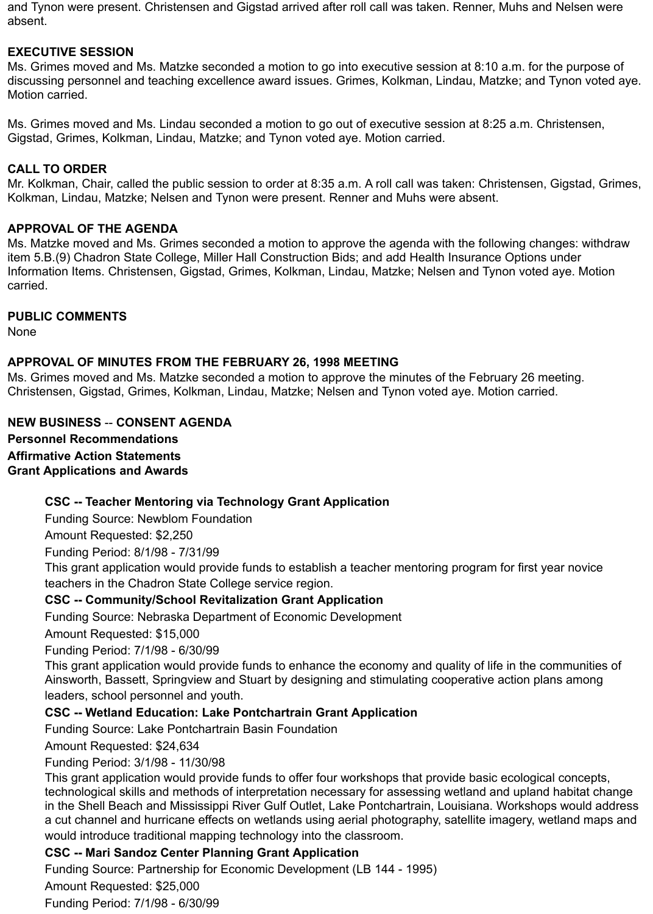and Tynon were present. Christensen and Gigstad arrived after roll call was taken. Renner, Muhs and Nelsen were absent.

**EXECUTIVE SESSION**

Ms. Grimes moved and Ms. Matzke seconded a motion to go into executive session at 8:10 a.m. for the purpose of discussing personnel and teaching excellence award issues. Grimes, Kolkman, Lindau, Matzke; and Tynon voted aye. Motion carried.

Ms. Grimes moved and Ms. Lindau seconded a motion to go out of executive session at 8:25 a.m. Christensen, Gigstad, Grimes, Kolkman, Lindau, Matzke; and Tynon voted aye. Motion carried.

**CALL TO ORDER**

Mr. Kolkman, Chair, called the public session to order at 8:35 a.m. A roll call was taken: Christensen, Gigstad, Grimes, Kolkman, Lindau, Matzke; Nelsen and Tynon were present. Renner and Muhs were absent.

**APPROVAL OF THE AGENDA**

Ms. Matzke moved and Ms. Grimes seconded a motion to approve the agenda with the following changes: withdraw item 5.B.(9) Chadron State College, Miller Hall Construction Bids; and add Health Insurance Options under Information Items. Christensen, Gigstad, Grimes, Kolkman, Lindau, Matzke; Nelsen and Tynon voted aye. Motion carried.

**PUBLIC COMMENTS**

None

**APPROVAL OF MINUTES FROM THE FEBRUARY 26, 1998 MEETING**

Ms. Grimes moved and Ms. Matzke seconded a motion to approve the minutes of the February 26 meeting. Christensen, Gigstad, Grimes, Kolkman, Lindau, Matzke; Nelsen and Tynon voted aye. Motion carried.

**NEW BUSINESS** -- **CONSENT AGENDA**

**Personnel Recommendations**

**Affirmative Action Statements**

**Grant Applications and Awards**

**CSC -- Teacher Mentoring via Technology Grant Application**

Funding Source: Newblom Foundation

Amount Requested: $2,250

Funding Period: 8/1/98 - 7/31/99

This grant application would provide funds to establish a teacher mentoring program for first year novice teachers in the Chadron State College service region.

**CSC -- Community/School Revitalization Grant Application**

Funding Source: Nebraska Department of Economic Development

Amount Requested: $15,000

Funding Period: 7/1/98 - 6/30/99

This grant application would provide funds to enhance the economy and quality of life in the communities of Ainsworth, Bassett, Springview and Stuart by designing and stimulating cooperative action plans among leaders, school personnel and youth.

**CSC -- Wetland Education: Lake Pontchartrain Grant Application**

Funding Source: Lake Pontchartrain Basin Foundation

Amount Requested: $24,634

Funding Period: 3/1/98 - 11/30/98

This grant application would provide funds to offer four workshops that provide basic ecological concepts, technological skills and methods of interpretation necessary for assessing wetland and upland habitat change in the Shell Beach and Mississippi River Gulf Outlet, Lake Pontchartrain, Louisiana. Workshops would address a cut channel and hurricane effects on wetlands using aerial photography, satellite imagery, wetland maps and would introduce traditional mapping technology into the classroom.

**CSC -- Mari Sandoz Center Planning Grant Application**

Funding Source: Partnership for Economic Development (LB 144 - 1995)

Amount Requested: $25,000

Funding Period: 7/1/98 - 6/30/99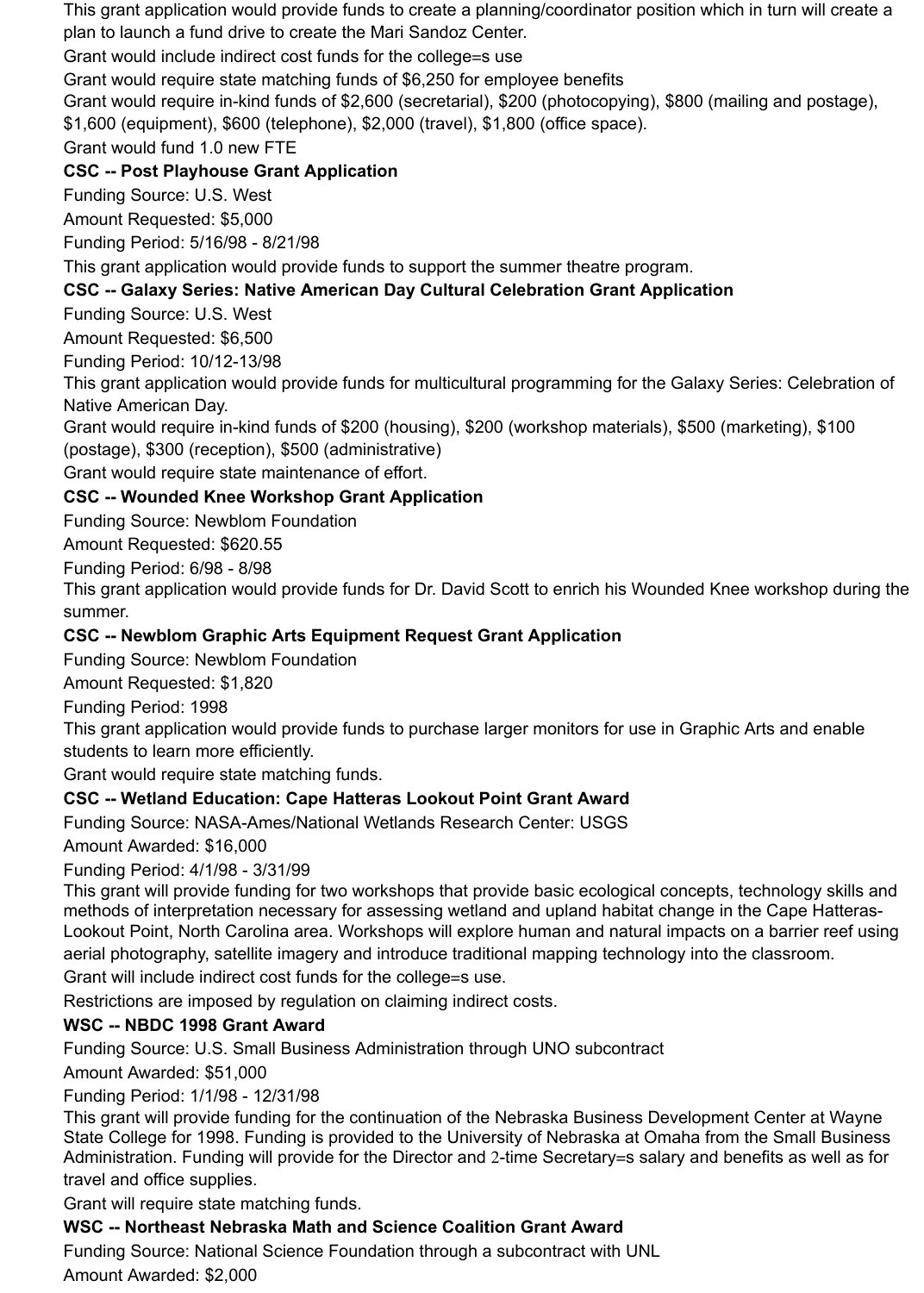This grant application would provide funds to create a planning/coordinator position which in turn will create a plan to launch a fund drive to create the Mari Sandoz Center.

Grant would include indirect cost funds for the college=s use

Grant would require state matching funds of $6,250 for employee benefits

Grant would require in-kind funds of $2,600 (secretarial), $200 (photocopying), $800 (mailing and postage), $1,600 (equipment), $600 (telephone), $2,000 (travel), $1,800 (office space).

Grant would fund 1.0 new FTE

**CSC -- Post Playhouse Grant Application**

Funding Source: U.S. West

Amount Requested: $5,000

Funding Period: 5/16/98 - 8/21/98

This grant application would provide funds to support the summer theatre program.

**CSC -- Galaxy Series: Native American Day Cultural Celebration Grant Application**

Funding Source: U.S. West

Amount Requested: $6,500

Funding Period: 10/12-13/98

This grant application would provide funds for multicultural programming for the Galaxy Series: Celebration of Native American Day.

Grant would require in-kind funds of $200 (housing), $200 (workshop materials), $500 (marketing), $100 (postage), $300 (reception), $500 (administrative)

Grant would require state maintenance of effort.

**CSC -- Wounded Knee Workshop Grant Application**

Funding Source: Newblom Foundation

Amount Requested: $620.55

Funding Period: 6/98 - 8/98

This grant application would provide funds for Dr. David Scott to enrich his Wounded Knee workshop during the summer.

**CSC -- Newblom Graphic Arts Equipment Request Grant Application**

Funding Source: Newblom Foundation

Amount Requested: $1,820

Funding Period: 1998

This grant application would provide funds to purchase larger monitors for use in Graphic Arts and enable students to learn more efficiently.

Grant would require state matching funds.

**CSC -- Wetland Education: Cape Hatteras Lookout Point Grant Award**

Funding Source: NASA-Ames/National Wetlands Research Center: USGS

Amount Awarded: $16,000

Funding Period: 4/1/98 - 3/31/99

This grant will provide funding for two workshops that provide basic ecological concepts, technology skills and methods of interpretation necessary for assessing wetland and upland habitat change in the Cape Hatteras-Lookout Point, North Carolina area. Workshops will explore human and natural impacts on a barrier reef using aerial photography, satellite imagery and introduce traditional mapping technology into the classroom.

Grant will include indirect cost funds for the college=s use.

Restrictions are imposed by regulation on claiming indirect costs.

**WSC -- NBDC 1998 Grant Award**

Funding Source: U.S. Small Business Administration through UNO subcontract

Amount Awarded: $51,000

Funding Period: 1/1/98 - 12/31/98

This grant will provide funding for the continuation of the Nebraska Business Development Center at Wayne State College for 1998. Funding is provided to the University of Nebraska at Omaha from the Small Business Administration. Funding will provide for the Director and 2-time Secretary=s salary and benefits as well as for travel and office supplies.

Grant will require state matching funds.

**WSC -- Northeast Nebraska Math and Science Coalition Grant Award**

Funding Source: National Science Foundation through a subcontract with UNL

Amount Awarded: $2,000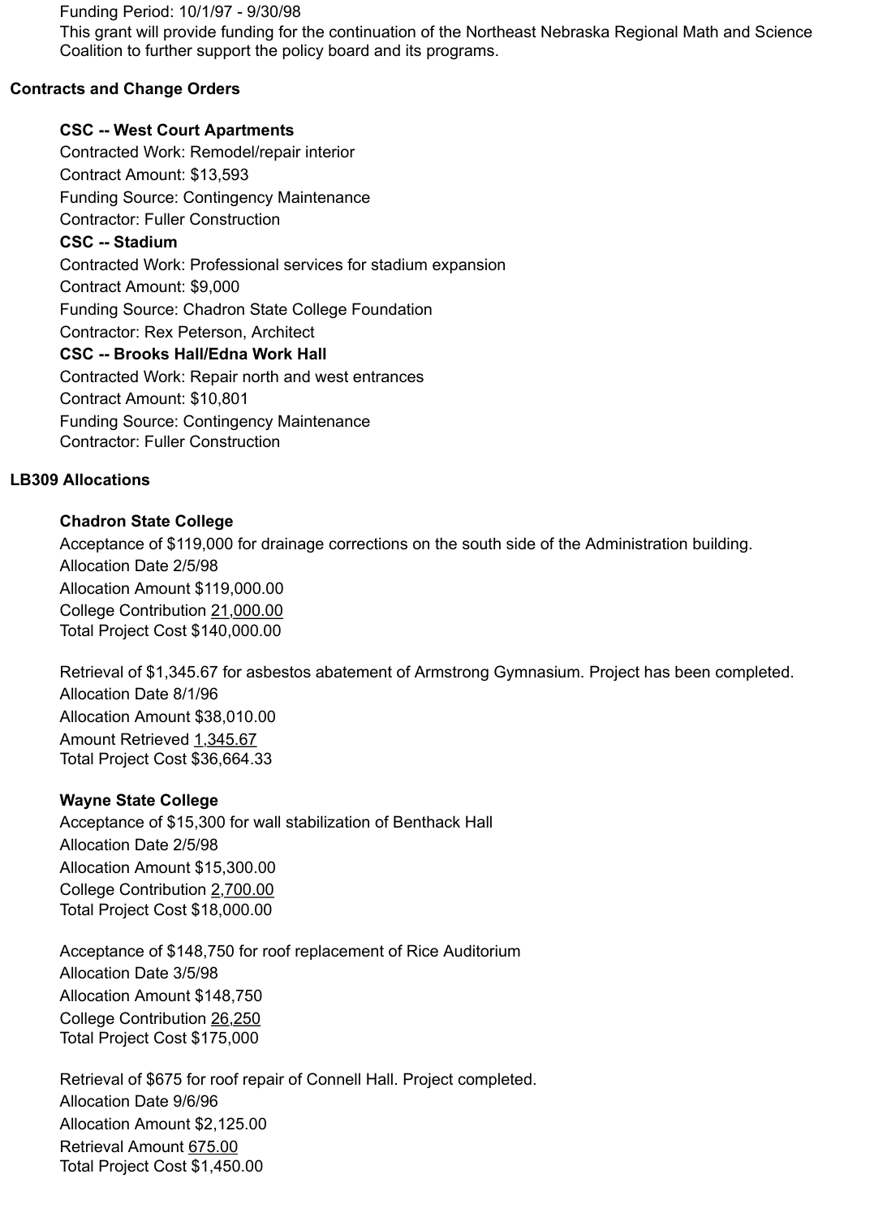Funding Period: 10/1/97 - 9/30/98
This grant will provide funding for the continuation of the Northeast Nebraska Regional Math and Science Coalition to further support the policy board and its programs.

**Contracts and Change Orders**

**CSC -- West Court Apartments**
Contracted Work: Remodel/repair interior
Contract Amount: $13,593
Funding Source: Contingency Maintenance
Contractor: Fuller Construction

**CSC -- Stadium**
Contracted Work: Professional services for stadium expansion
Contract Amount: $9,000
Funding Source: Chadron State College Foundation
Contractor: Rex Peterson, Architect

**CSC -- Brooks Hall/Edna Work Hall**
Contracted Work: Repair north and west entrances
Contract Amount: $10,801
Funding Source: Contingency Maintenance
Contractor: Fuller Construction

**LB309 Allocations**

**Chadron State College**
Acceptance of $119,000 for drainage corrections on the south side of the Administration building.
Allocation Date 2/5/98
Allocation Amount $119,000.00
College Contribution 21,000.00
Total Project Cost $140,000.00

Retrieval of $1,345.67 for asbestos abatement of Armstrong Gymnasium. Project has been completed.
Allocation Date 8/1/96
Allocation Amount $38,010.00
Amount Retrieved 1,345.67
Total Project Cost $36,664.33

**Wayne State College**
Acceptance of $15,300 for wall stabilization of Benthack Hall
Allocation Date 2/5/98
Allocation Amount $15,300.00
College Contribution 2,700.00
Total Project Cost $18,000.00

Acceptance of $148,750 for roof replacement of Rice Auditorium
Allocation Date 3/5/98
Allocation Amount $148,750
College Contribution 26,250
Total Project Cost $175,000

Retrieval of $675 for roof repair of Connell Hall. Project completed.
Allocation Date 9/6/96
Allocation Amount $2,125.00
Retrieval Amount 675.00
Total Project Cost $1,450.00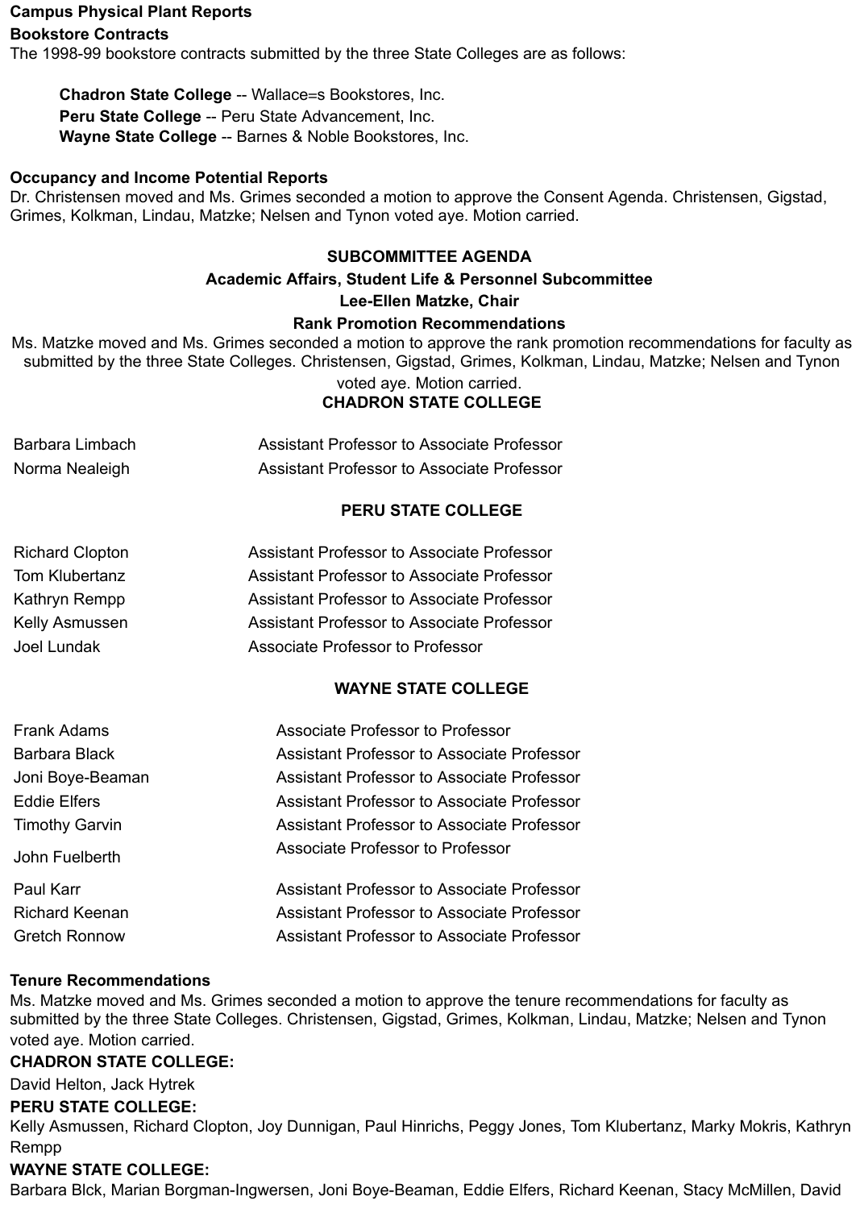**Campus Physical Plant Reports**

**Bookstore Contracts**

The 1998-99 bookstore contracts submitted by the three State Colleges are as follows:

> **Chadron State College** -- Wallace=s Bookstores, Inc.
> **Peru State College** -- Peru State Advancement, Inc.
> **Wayne State College** -- Barnes & Noble Bookstores, Inc.

**Occupancy and Income Potential Reports**

Dr. Christensen moved and Ms. Grimes seconded a motion to approve the Consent Agenda. Christensen, Gigstad, Grimes, Kolkman, Lindau, Matzke; Nelsen and Tynon voted aye. Motion carried.

## SUBCOMMITTEE AGENDA

### Academic Affairs, Student Life & Personnel Subcommittee

### Lee-Ellen Matzke, Chair

### Rank Promotion Recommendations

Ms. Matzke moved and Ms. Grimes seconded a motion to approve the rank promotion recommendations for faculty as submitted by the three State Colleges. Christensen, Gigstad, Grimes, Kolkman, Lindau, Matzke; Nelsen and Tynon voted aye. Motion carried.

**CHADRON STATE COLLEGE**

| | |
|---|---|
| Barbara Limbach | Assistant Professor to Associate Professor |
| Norma Nealeigh | Assistant Professor to Associate Professor |

**PERU STATE COLLEGE**

| | |
|---|---|
| Richard Clopton | Assistant Professor to Associate Professor |
| Tom Klubertanz | Assistant Professor to Associate Professor |
| Kathryn Rempp | Assistant Professor to Associate Professor |
| Kelly Asmussen | Assistant Professor to Associate Professor |
| Joel Lundak | Associate Professor to Professor |

**WAYNE STATE COLLEGE**

| | |
|---|---|
| Frank Adams | Associate Professor to Professor |
| Barbara Black | Assistant Professor to Associate Professor |
| Joni Boye-Beaman | Assistant Professor to Associate Professor |
| Eddie Elfers | Assistant Professor to Associate Professor |
| Timothy Garvin | Assistant Professor to Associate Professor |
| John Fuelberth | Associate Professor to Professor |
| Paul Karr | Assistant Professor to Associate Professor |
| Richard Keenan | Assistant Professor to Associate Professor |
| Gretch Ronnow | Assistant Professor to Associate Professor |

**Tenure Recommendations**

Ms. Matzke moved and Ms. Grimes seconded a motion to approve the tenure recommendations for faculty as submitted by the three State Colleges. Christensen, Gigstad, Grimes, Kolkman, Lindau, Matzke; Nelsen and Tynon voted aye. Motion carried.

**CHADRON STATE COLLEGE:**

David Helton, Jack Hytrek

**PERU STATE COLLEGE:**

Kelly Asmussen, Richard Clopton, Joy Dunnigan, Paul Hinrichs, Peggy Jones, Tom Klubertanz, Marky Mokris, Kathryn Rempp

**WAYNE STATE COLLEGE:**

Barbara Blck, Marian Borgman-Ingwersen, Joni Boye-Beaman, Eddie Elfers, Richard Keenan, Stacy McMillen, David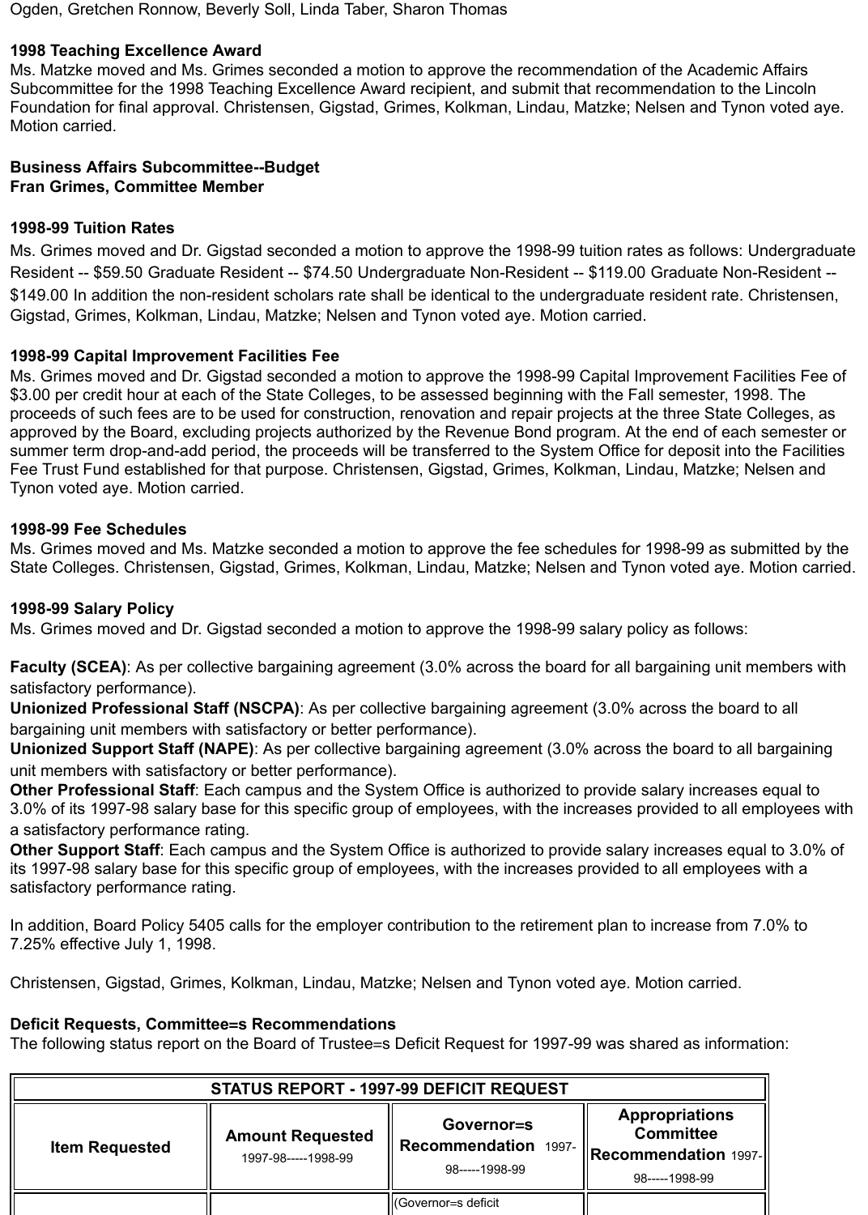Ogden, Gretchen Ronnow, Beverly Soll, Linda Taber, Sharon Thomas

**1998 Teaching Excellence Award**
Ms. Matzke moved and Ms. Grimes seconded a motion to approve the recommendation of the Academic Affairs Subcommittee for the 1998 Teaching Excellence Award recipient, and submit that recommendation to the Lincoln Foundation for final approval. Christensen, Gigstad, Grimes, Kolkman, Lindau, Matzke; Nelsen and Tynon voted aye. Motion carried.

**Business Affairs Subcommittee--Budget**
**Fran Grimes, Committee Member**

**1998-99 Tuition Rates**
Ms. Grimes moved and Dr. Gigstad seconded a motion to approve the 1998-99 tuition rates as follows: Undergraduate Resident -- $59.50 Graduate Resident -- $74.50 Undergraduate Non-Resident -- $119.00 Graduate Non-Resident -- $149.00 In addition the non-resident scholars rate shall be identical to the undergraduate resident rate. Christensen, Gigstad, Grimes, Kolkman, Lindau, Matzke; Nelsen and Tynon voted aye. Motion carried.

**1998-99 Capital Improvement Facilities Fee**
Ms. Grimes moved and Dr. Gigstad seconded a motion to approve the 1998-99 Capital Improvement Facilities Fee of $3.00 per credit hour at each of the State Colleges, to be assessed beginning with the Fall semester, 1998. The proceeds of such fees are to be used for construction, renovation and repair projects at the three State Colleges, as approved by the Board, excluding projects authorized by the Revenue Bond program. At the end of each semester or summer term drop-and-add period, the proceeds will be transferred to the System Office for deposit into the Facilities Fee Trust Fund established for that purpose. Christensen, Gigstad, Grimes, Kolkman, Lindau, Matzke; Nelsen and Tynon voted aye. Motion carried.

**1998-99 Fee Schedules**
Ms. Grimes moved and Ms. Matzke seconded a motion to approve the fee schedules for 1998-99 as submitted by the State Colleges. Christensen, Gigstad, Grimes, Kolkman, Lindau, Matzke; Nelsen and Tynon voted aye. Motion carried.

**1998-99 Salary Policy**
Ms. Grimes moved and Dr. Gigstad seconded a motion to approve the 1998-99 salary policy as follows:

**Faculty (SCEA)**: As per collective bargaining agreement (3.0% across the board for all bargaining unit members with satisfactory performance).
**Unionized Professional Staff (NSCPA)**: As per collective bargaining agreement (3.0% across the board to all bargaining unit members with satisfactory or better performance).
**Unionized Support Staff (NAPE)**: As per collective bargaining agreement (3.0% across the board to all bargaining unit members with satisfactory or better performance).
**Other Professional Staff**: Each campus and the System Office is authorized to provide salary increases equal to 3.0% of its 1997-98 salary base for this specific group of employees, with the increases provided to all employees with a satisfactory performance rating.
**Other Support Staff**: Each campus and the System Office is authorized to provide salary increases equal to 3.0% of its 1997-98 salary base for this specific group of employees, with the increases provided to all employees with a satisfactory performance rating.

In addition, Board Policy 5405 calls for the employer contribution to the retirement plan to increase from 7.0% to 7.25% effective July 1, 1998.

Christensen, Gigstad, Grimes, Kolkman, Lindau, Matzke; Nelsen and Tynon voted aye. Motion carried.

**Deficit Requests, Committee=s Recommendations**
The following status report on the Board of Trustee=s Deficit Request for 1997-99 was shared as information:

| STATUS REPORT - 1997-99 DEFICIT REQUEST | | | |
|---|---|---|---|
| **Item Requested** | **Amount Requested** 1997-98-----1998-99 | **Governor=s Recommendation** 1997-98-----1998-99 | **Appropriations Committee Recommendation** 1997-98-----1998-99 |
| | | (Governor=s deficit | |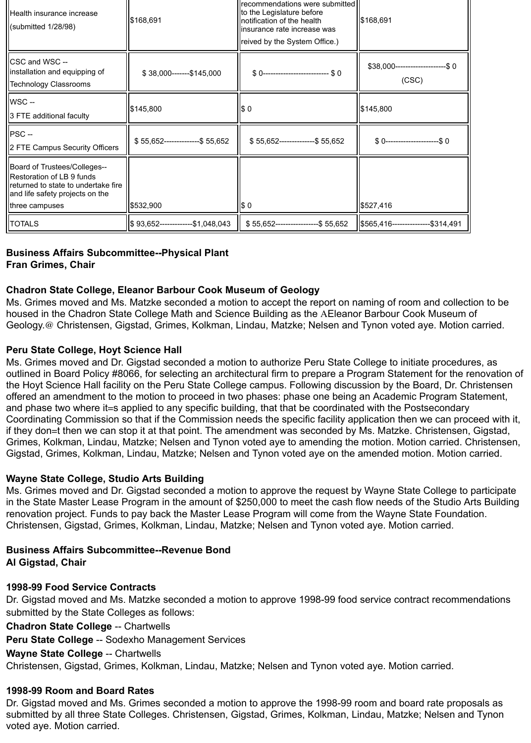| Health insurance increase (submitted 1/28/98) | $168,691 | recommendations were submitted to the Legislature before notification of the health insurance rate increase was reived by the System Office.) | $168,691 |
|---|---|---|---|
| CSC and WSC -- installation and equipping of Technology Classrooms | $ 38,000-------$145,000 | $ 0-------------------------- $ 0 | $38,000--------------------$ 0 (CSC) |
| WSC -- 3 FTE additional faculty | $145,800 | $ 0 | $145,800 |
| PSC -- 2 FTE Campus Security Officers | $ 55,652--------------$ 55,652 | $ 55,652--------------$ 55,652 | $ 0---------------------$ 0 |
| Board of Trustees/Colleges-- Restoration of LB 9 funds returned to state to undertake fire and life safety projects on the three campuses | $532,900 | $ 0 | $527,416 |
| TOTALS | $ 93,652-------------$1,048,043 | $ 55,652-----------------$ 55,652 | $565,416---------------$314,491 |

**Business Affairs Subcommittee--Physical Plant**
**Fran Grimes, Chair**

**Chadron State College, Eleanor Barbour Cook Museum of Geology**
Ms. Grimes moved and Ms. Matzke seconded a motion to accept the report on naming of room and collection to be housed in the Chadron State College Math and Science Building as the AEleanor Barbour Cook Museum of Geology.@ Christensen, Gigstad, Grimes, Kolkman, Lindau, Matzke; Nelsen and Tynon voted aye. Motion carried.

**Peru State College, Hoyt Science Hall**
Ms. Grimes moved and Dr. Gigstad seconded a motion to authorize Peru State College to initiate procedures, as outlined in Board Policy #8066, for selecting an architectural firm to prepare a Program Statement for the renovation of the Hoyt Science Hall facility on the Peru State College campus. Following discussion by the Board, Dr. Christensen offered an amendment to the motion to proceed in two phases: phase one being an Academic Program Statement, and phase two where it=s applied to any specific building, that that be coordinated with the Postsecondary Coordinating Commission so that if the Commission needs the specific facility application then we can proceed with it, if they don=t then we can stop it at that point. The amendment was seconded by Ms. Matzke. Christensen, Gigstad, Grimes, Kolkman, Lindau, Matzke; Nelsen and Tynon voted aye to amending the motion. Motion carried. Christensen, Gigstad, Grimes, Kolkman, Lindau, Matzke; Nelsen and Tynon voted aye on the amended motion. Motion carried.

**Wayne State College, Studio Arts Building**
Ms. Grimes moved and Dr. Gigstad seconded a motion to approve the request by Wayne State College to participate in the State Master Lease Program in the amount of $250,000 to meet the cash flow needs of the Studio Arts Building renovation project. Funds to pay back the Master Lease Program will come from the Wayne State Foundation. Christensen, Gigstad, Grimes, Kolkman, Lindau, Matzke; Nelsen and Tynon voted aye. Motion carried.

**Business Affairs Subcommittee--Revenue Bond**
**Al Gigstad, Chair**

**1998-99 Food Service Contracts**
Dr. Gigstad moved and Ms. Matzke seconded a motion to approve 1998-99 food service contract recommendations submitted by the State Colleges as follows:

**Chadron State College** -- Chartwells
**Peru State College** -- Sodexho Management Services
**Wayne State College** -- Chartwells

Christensen, Gigstad, Grimes, Kolkman, Lindau, Matzke; Nelsen and Tynon voted aye. Motion carried.

**1998-99 Room and Board Rates**
Dr. Gigstad moved and Ms. Grimes seconded a motion to approve the 1998-99 room and board rate proposals as submitted by all three State Colleges. Christensen, Gigstad, Grimes, Kolkman, Lindau, Matzke; Nelsen and Tynon voted aye. Motion carried.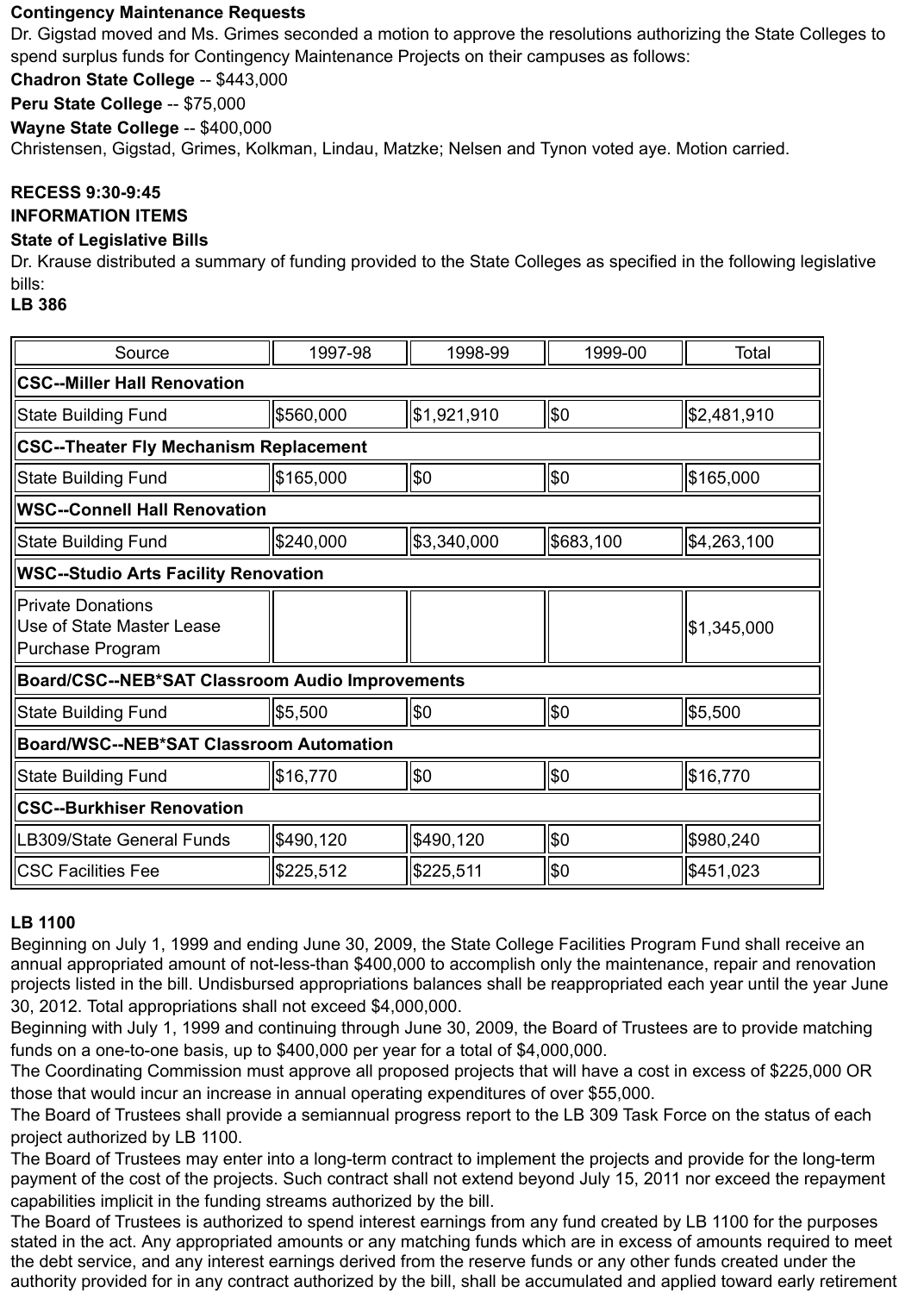**Contingency Maintenance Requests**

Dr. Gigstad moved and Ms. Grimes seconded a motion to approve the resolutions authorizing the State Colleges to spend surplus funds for Contingency Maintenance Projects on their campuses as follows:

**Chadron State College** -- $443,000

**Peru State College** -- $75,000

**Wayne State College** -- $400,000

Christensen, Gigstad, Grimes, Kolkman, Lindau, Matzke; Nelsen and Tynon voted aye. Motion carried.

**RECESS 9:30-9:45**

**INFORMATION ITEMS**

**State of Legislative Bills**

Dr. Krause distributed a summary of funding provided to the State Colleges as specified in the following legislative bills:

**LB 386**

| Source | 1997-98 | 1998-99 | 1999-00 | Total |
|---|---|---|---|---|
| **CSC--Miller Hall Renovation** | | | | |
| State Building Fund | $560,000 | $1,921,910 | $0 | $2,481,910 |
| **CSC--Theater Fly Mechanism Replacement** | | | | |
| State Building Fund | $165,000 | $0 | $0 | $165,000 |
| **WSC--Connell Hall Renovation** | | | | |
| State Building Fund | $240,000 | $3,340,000 | $683,100 | $4,263,100 |
| **WSC--Studio Arts Facility Renovation** | | | | |
| Private Donations<br>Use of State Master Lease Purchase Program | | | | $1,345,000 |
| **Board/CSC--NEB*SAT Classroom Audio Improvements** | | | | |
| State Building Fund | $5,500 | $0 | $0 | $5,500 |
| **Board/WSC--NEB*SAT Classroom Automation** | | | | |
| State Building Fund | $16,770 | $0 | $0 | $16,770 |
| **CSC--Burkhiser Renovation** | | | | |
| LB309/State General Funds | $490,120 | $490,120 | $0 | $980,240 |
| CSC Facilities Fee | $225,512 | $225,511 | $0 | $451,023 |

**LB 1100**

Beginning on July 1, 1999 and ending June 30, 2009, the State College Facilities Program Fund shall receive an annual appropriated amount of not-less-than $400,000 to accomplish only the maintenance, repair and renovation projects listed in the bill. Undisbursed appropriations balances shall be reappropriated each year until the year June 30, 2012. Total appropriations shall not exceed $4,000,000.

Beginning with July 1, 1999 and continuing through June 30, 2009, the Board of Trustees are to provide matching funds on a one-to-one basis, up to $400,000 per year for a total of $4,000,000.

The Coordinating Commission must approve all proposed projects that will have a cost in excess of $225,000 OR those that would incur an increase in annual operating expenditures of over $55,000.

The Board of Trustees shall provide a semiannual progress report to the LB 309 Task Force on the status of each project authorized by LB 1100.

The Board of Trustees may enter into a long-term contract to implement the projects and provide for the long-term payment of the cost of the projects. Such contract shall not extend beyond July 15, 2011 nor exceed the repayment capabilities implicit in the funding streams authorized by the bill.

The Board of Trustees is authorized to spend interest earnings from any fund created by LB 1100 for the purposes stated in the act. Any appropriated amounts or any matching funds which are in excess of amounts required to meet the debt service, and any interest earnings derived from the reserve funds or any other funds created under the authority provided for in any contract authorized by the bill, shall be accumulated and applied toward early retirement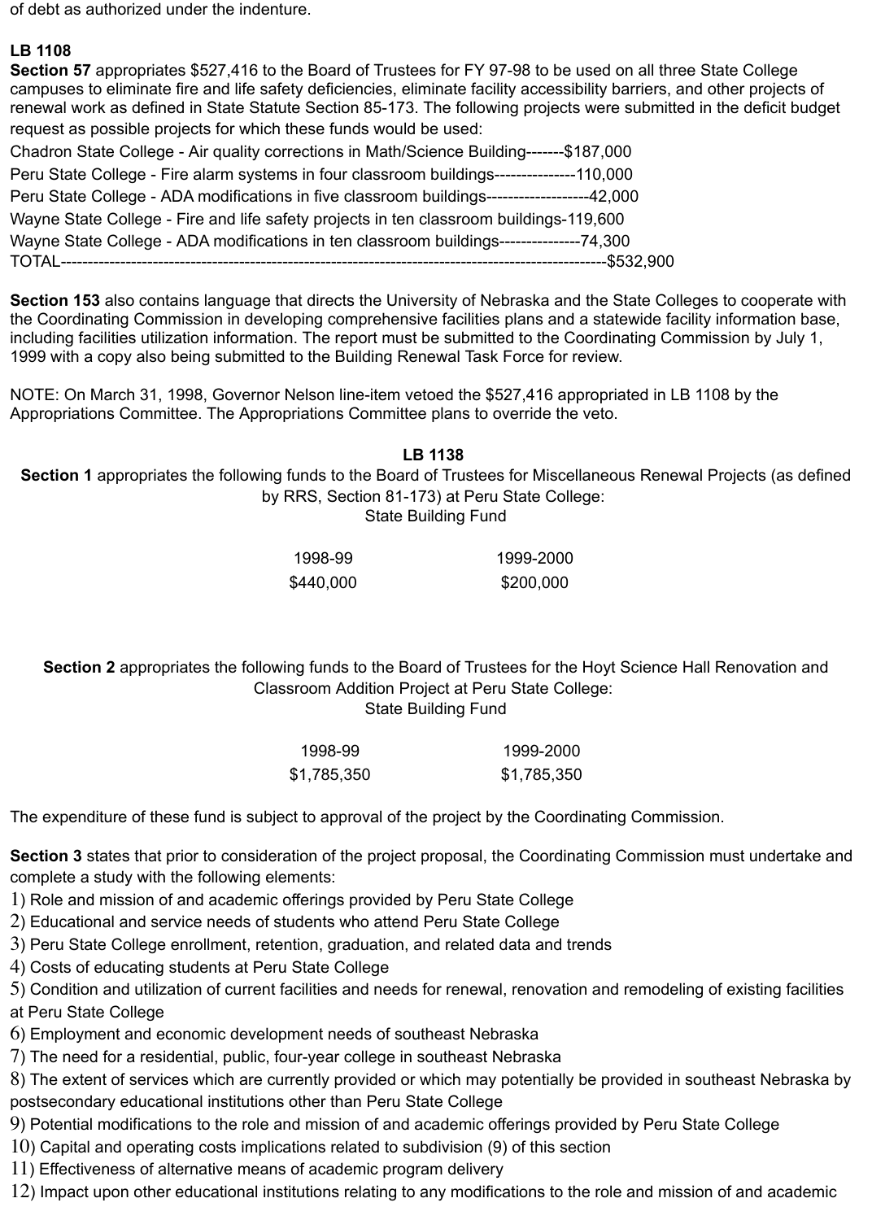of debt as authorized under the indenture.

**LB 1108**
**Section 57** appropriates $527,416 to the Board of Trustees for FY 97-98 to be used on all three State College campuses to eliminate fire and life safety deficiencies, eliminate facility accessibility barriers, and other projects of renewal work as defined in State Statute Section 85-173. The following projects were submitted in the deficit budget request as possible projects for which these funds would be used:

Chadron State College - Air quality corrections in Math/Science Building-------$187,000
Peru State College - Fire alarm systems in four classroom buildings---------------110,000
Peru State College - ADA modifications in five classroom buildings-------------------42,000
Wayne State College - Fire and life safety projects in ten classroom buildings-119,600
Wayne State College - ADA modifications in ten classroom buildings---------------74,300
TOTAL-------------------------------------------------------------------------------------------------------$532,900

**Section 153** also contains language that directs the University of Nebraska and the State Colleges to cooperate with the Coordinating Commission in developing comprehensive facilities plans and a statewide facility information base, including facilities utilization information. The report must be submitted to the Coordinating Commission by July 1, 1999 with a copy also being submitted to the Building Renewal Task Force for review.

NOTE: On March 31, 1998, Governor Nelson line-item vetoed the $527,416 appropriated in LB 1108 by the Appropriations Committee. The Appropriations Committee plans to override the veto.

**LB 1138**

**Section 1** appropriates the following funds to the Board of Trustees for Miscellaneous Renewal Projects (as defined by RRS, Section 81-173) at Peru State College:
State Building Fund

| 1998-99 | 1999-2000 |
|---|---|
| $440,000 | $200,000 |

**Section 2** appropriates the following funds to the Board of Trustees for the Hoyt Science Hall Renovation and Classroom Addition Project at Peru State College:
State Building Fund

| 1998-99 | 1999-2000 |
|---|---|
| $1,785,350 | $1,785,350 |

The expenditure of these fund is subject to approval of the project by the Coordinating Commission.

**Section 3** states that prior to consideration of the project proposal, the Coordinating Commission must undertake and complete a study with the following elements:

1) Role and mission of and academic offerings provided by Peru State College
2) Educational and service needs of students who attend Peru State College
3) Peru State College enrollment, retention, graduation, and related data and trends
4) Costs of educating students at Peru State College
5) Condition and utilization of current facilities and needs for renewal, renovation and remodeling of existing facilities at Peru State College
6) Employment and economic development needs of southeast Nebraska
7) The need for a residential, public, four-year college in southeast Nebraska
8) The extent of services which are currently provided or which may potentially be provided in southeast Nebraska by postsecondary educational institutions other than Peru State College
9) Potential modifications to the role and mission of and academic offerings provided by Peru State College
10) Capital and operating costs implications related to subdivision (9) of this section
11) Effectiveness of alternative means of academic program delivery
12) Impact upon other educational institutions relating to any modifications to the role and mission of and academic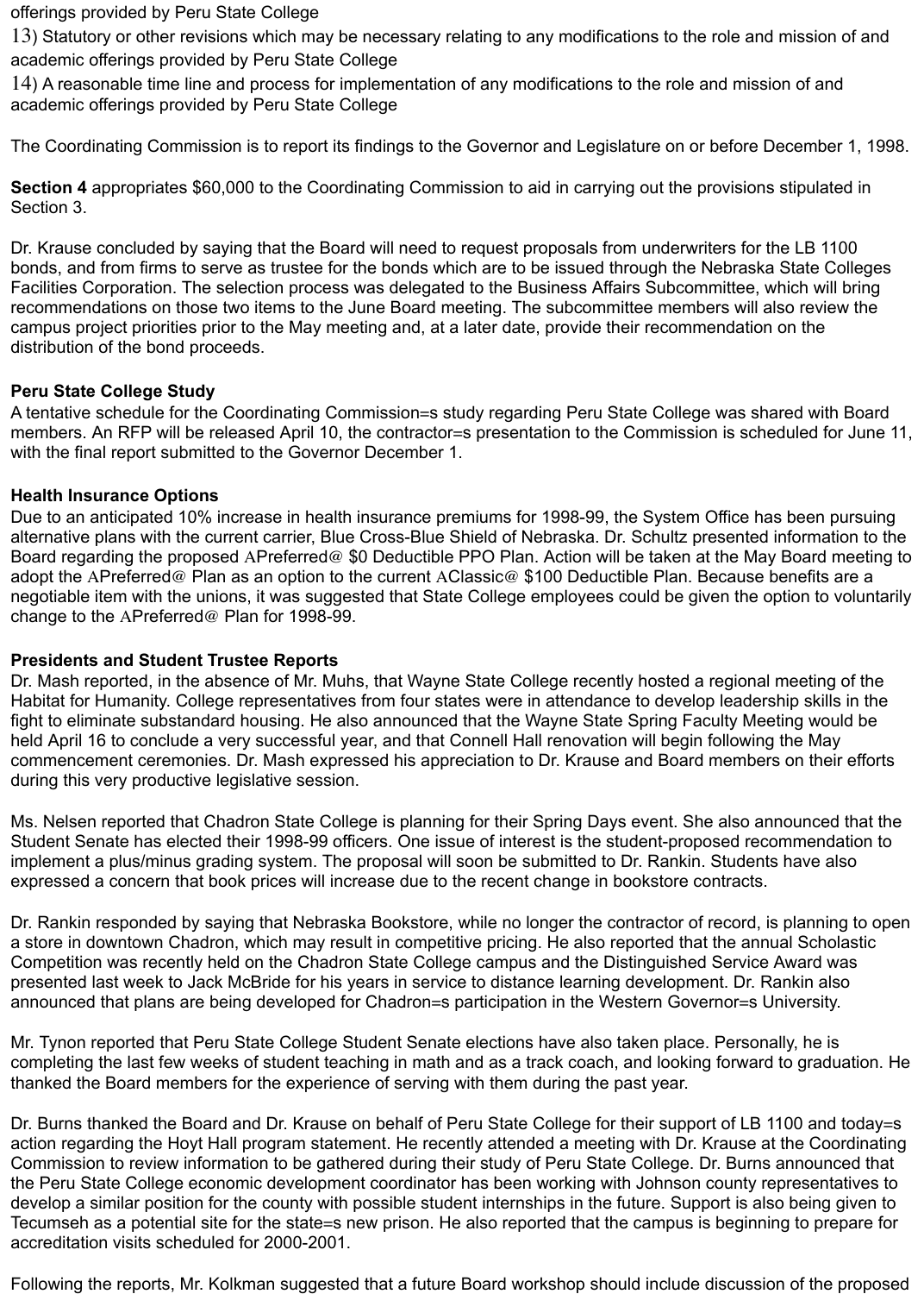offerings provided by Peru State College

13) Statutory or other revisions which may be necessary relating to any modifications to the role and mission of and academic offerings provided by Peru State College

14) A reasonable time line and process for implementation of any modifications to the role and mission of and academic offerings provided by Peru State College

The Coordinating Commission is to report its findings to the Governor and Legislature on or before December 1, 1998.

**Section 4** appropriates $60,000 to the Coordinating Commission to aid in carrying out the provisions stipulated in Section 3.

Dr. Krause concluded by saying that the Board will need to request proposals from underwriters for the LB 1100 bonds, and from firms to serve as trustee for the bonds which are to be issued through the Nebraska State Colleges Facilities Corporation. The selection process was delegated to the Business Affairs Subcommittee, which will bring recommendations on those two items to the June Board meeting. The subcommittee members will also review the campus project priorities prior to the May meeting and, at a later date, provide their recommendation on the distribution of the bond proceeds.

**Peru State College Study**

A tentative schedule for the Coordinating Commission=s study regarding Peru State College was shared with Board members. An RFP will be released April 10, the contractor=s presentation to the Commission is scheduled for June 11, with the final report submitted to the Governor December 1.

**Health Insurance Options**

Due to an anticipated 10% increase in health insurance premiums for 1998-99, the System Office has been pursuing alternative plans with the current carrier, Blue Cross-Blue Shield of Nebraska. Dr. Schultz presented information to the Board regarding the proposed APreferred@ $0 Deductible PPO Plan. Action will be taken at the May Board meeting to adopt the APreferred@ Plan as an option to the current AClassic@ $100 Deductible Plan. Because benefits are a negotiable item with the unions, it was suggested that State College employees could be given the option to voluntarily change to the APreferred@ Plan for 1998-99.

**Presidents and Student Trustee Reports**

Dr. Mash reported, in the absence of Mr. Muhs, that Wayne State College recently hosted a regional meeting of the Habitat for Humanity. College representatives from four states were in attendance to develop leadership skills in the fight to eliminate substandard housing. He also announced that the Wayne State Spring Faculty Meeting would be held April 16 to conclude a very successful year, and that Connell Hall renovation will begin following the May commencement ceremonies. Dr. Mash expressed his appreciation to Dr. Krause and Board members on their efforts during this very productive legislative session.

Ms. Nelsen reported that Chadron State College is planning for their Spring Days event. She also announced that the Student Senate has elected their 1998-99 officers. One issue of interest is the student-proposed recommendation to implement a plus/minus grading system. The proposal will soon be submitted to Dr. Rankin. Students have also expressed a concern that book prices will increase due to the recent change in bookstore contracts.

Dr. Rankin responded by saying that Nebraska Bookstore, while no longer the contractor of record, is planning to open a store in downtown Chadron, which may result in competitive pricing. He also reported that the annual Scholastic Competition was recently held on the Chadron State College campus and the Distinguished Service Award was presented last week to Jack McBride for his years in service to distance learning development. Dr. Rankin also announced that plans are being developed for Chadron=s participation in the Western Governor=s University.

Mr. Tynon reported that Peru State College Student Senate elections have also taken place. Personally, he is completing the last few weeks of student teaching in math and as a track coach, and looking forward to graduation. He thanked the Board members for the experience of serving with them during the past year.

Dr. Burns thanked the Board and Dr. Krause on behalf of Peru State College for their support of LB 1100 and today=s action regarding the Hoyt Hall program statement. He recently attended a meeting with Dr. Krause at the Coordinating Commission to review information to be gathered during their study of Peru State College. Dr. Burns announced that the Peru State College economic development coordinator has been working with Johnson county representatives to develop a similar position for the county with possible student internships in the future. Support is also being given to Tecumseh as a potential site for the state=s new prison. He also reported that the campus is beginning to prepare for accreditation visits scheduled for 2000-2001.

Following the reports, Mr. Kolkman suggested that a future Board workshop should include discussion of the proposed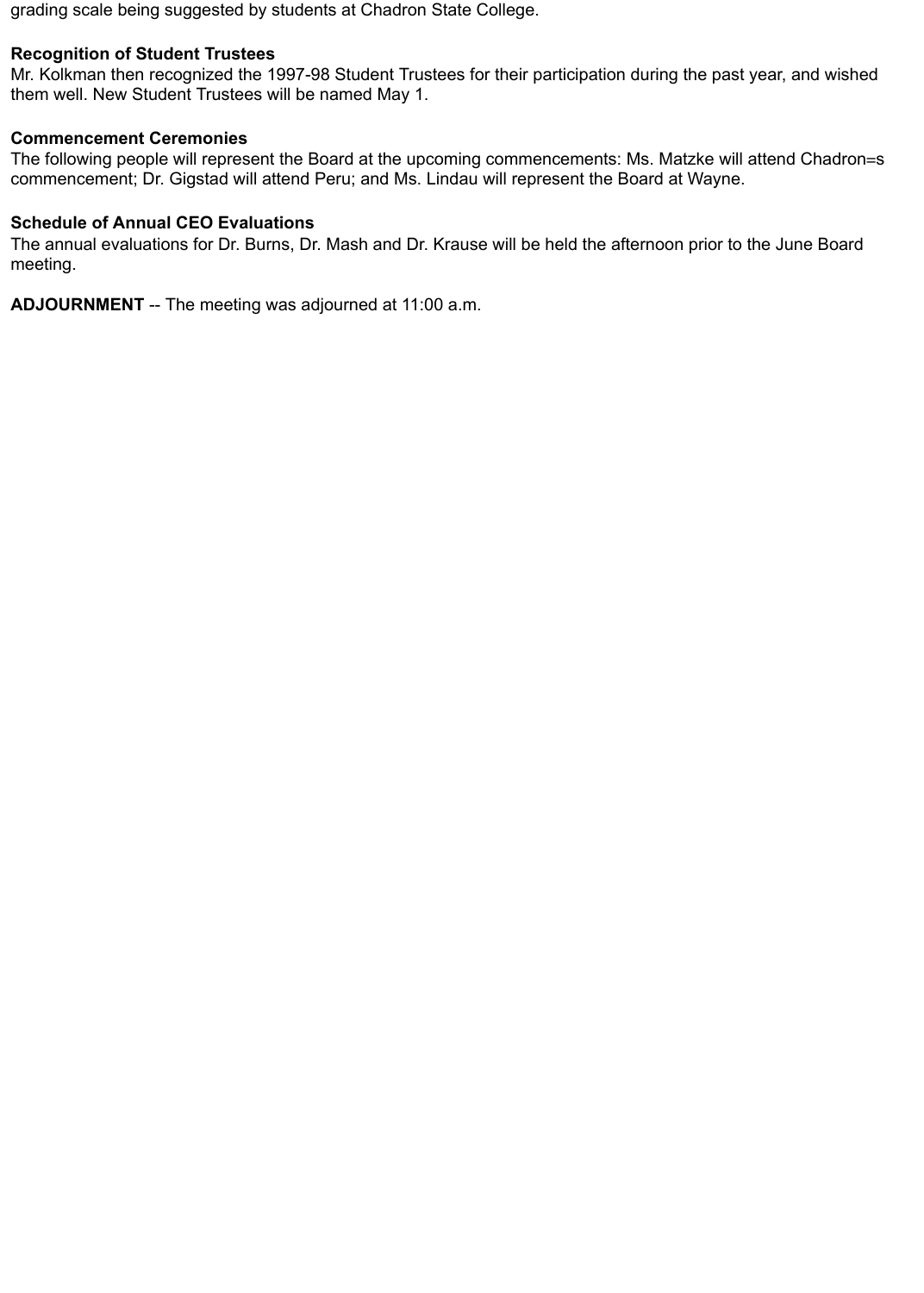grading scale being suggested by students at Chadron State College.

**Recognition of Student Trustees**
Mr. Kolkman then recognized the 1997-98 Student Trustees for their participation during the past year, and wished them well. New Student Trustees will be named May 1.

**Commencement Ceremonies**
The following people will represent the Board at the upcoming commencements: Ms. Matzke will attend Chadron=s commencement; Dr. Gigstad will attend Peru; and Ms. Lindau will represent the Board at Wayne.

**Schedule of Annual CEO Evaluations**
The annual evaluations for Dr. Burns, Dr. Mash and Dr. Krause will be held the afternoon prior to the June Board meeting.

**ADJOURNMENT** -- The meeting was adjourned at 11:00 a.m.